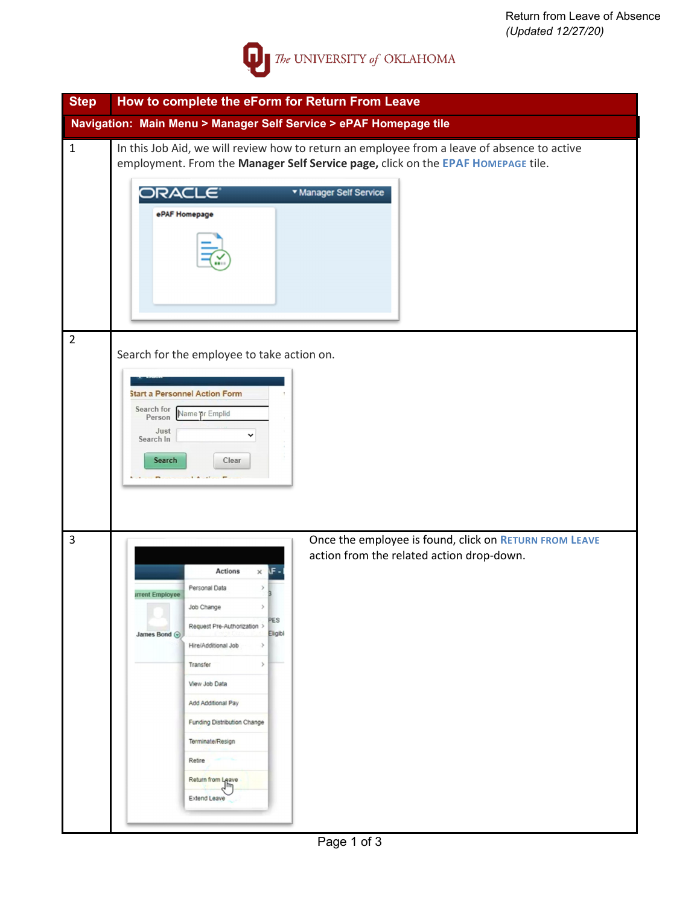Return from Leave of Absence
*(Updated 12/27/20)*

The UNIVERSITY of OKLAHOMA

| Step | How to complete the eForm for Return From Leave |
|---|---|
| | **Navigation: Main Menu > Manager Self Service > ePAF Homepage tile** |
| 1 | In this Job Aid, we will review how to return an employee from a leave of absence to active employment. From the **Manager Self Service page,** click on the **EPAF HOMEPAGE** tile. |
| 2 | Search for the employee to take action on. |
| 3 | Once the employee is found, click on **RETURN FROM LEAVE** action from the related action drop-down. |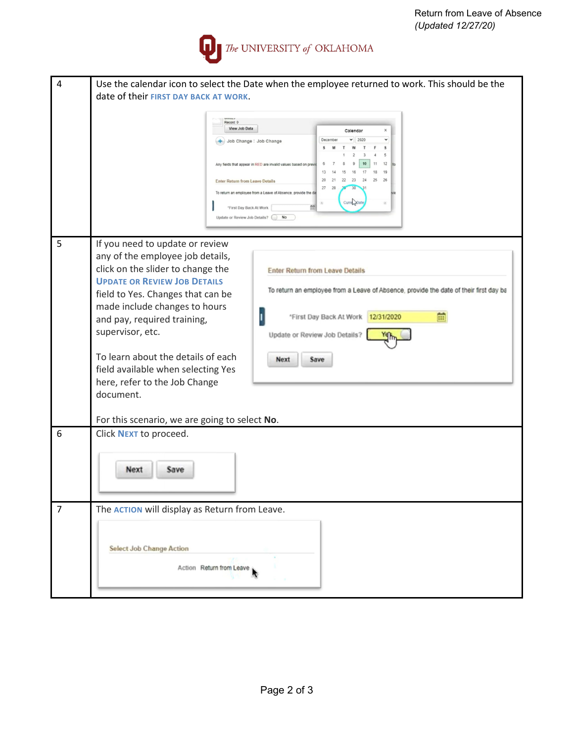| | |
|---|---|
| 4 | Use the calendar icon to select the Date when the employee returned to work. This should be the date of their **FIRST DAY BACK AT WORK**. |
| 5 | If you need to update or review any of the employee job details, click on the slider to change the **UPDATE OR REVIEW JOB DETAILS** field to Yes. Changes that can be made include changes to hours and pay, required training, supervisor, etc. <br><br> To learn about the details of each field available when selecting Yes here, refer to the Job Change document. <br><br> For this scenario, we are going to select **No**. |
| 6 | Click **NEXT** to proceed. |
| 7 | The **ACTION** will display as Return from Leave. |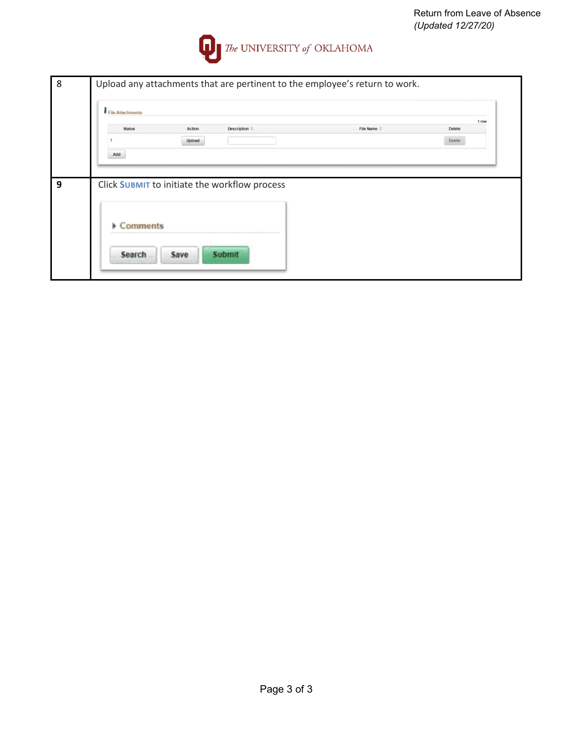| | |
|---|---|
| 8 | Upload any attachments that are pertinent to the employee's return to work. |
| 9 | Click **SUBMIT** to initiate the workflow process |